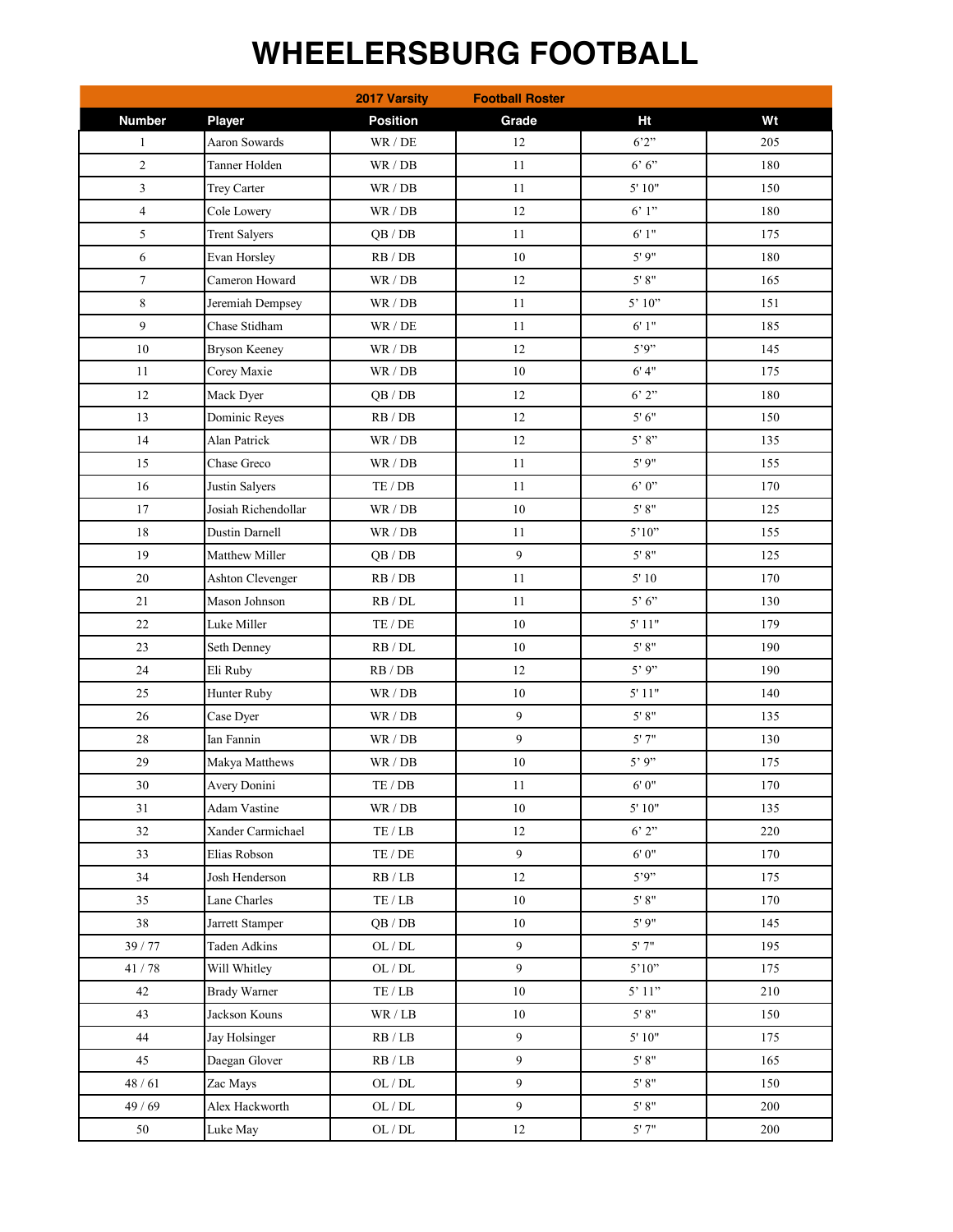# WHEELERSBURG FOOTBALL

| | | 2017 Varsity | Football Roster | | |
|---|---|---|---|---|---|
| **Number** | **Player** | **Position** | **Grade** | **Ht** | **Wt** |
| 1 | Aaron Sowards | WR / DE | 12 | 6'2" | 205 |
| 2 | Tanner Holden | WR / DB | 11 | 6' 6" | 180 |
| 3 | Trey Carter | WR / DB | 11 | 5' 10" | 150 |
| 4 | Cole Lowery | WR / DB | 12 | 6' 1" | 180 |
| 5 | Trent Salyers | QB / DB | 11 | 6' 1" | 175 |
| 6 | Evan Horsley | RB / DB | 10 | 5' 9" | 180 |
| 7 | Cameron Howard | WR / DB | 12 | 5' 8" | 165 |
| 8 | Jeremiah Dempsey | WR / DB | 11 | 5' 10" | 151 |
| 9 | Chase Stidham | WR / DE | 11 | 6' 1" | 185 |
| 10 | Bryson Keeney | WR / DB | 12 | 5'9" | 145 |
| 11 | Corey Maxie | WR / DB | 10 | 6' 4" | 175 |
| 12 | Mack Dyer | QB / DB | 12 | 6' 2" | 180 |
| 13 | Dominic Reyes | RB / DB | 12 | 5' 6" | 150 |
| 14 | Alan Patrick | WR / DB | 12 | 5' 8" | 135 |
| 15 | Chase Greco | WR / DB | 11 | 5' 9" | 155 |
| 16 | Justin Salyers | TE / DB | 11 | 6' 0" | 170 |
| 17 | Josiah Richendollar | WR / DB | 10 | 5' 8" | 125 |
| 18 | Dustin Darnell | WR / DB | 11 | 5'10" | 155 |
| 19 | Matthew Miller | QB / DB | 9 | 5' 8" | 125 |
| 20 | Ashton Clevenger | RB / DB | 11 | 5' 10 | 170 |
| 21 | Mason Johnson | RB / DL | 11 | 5' 6" | 130 |
| 22 | Luke Miller | TE / DE | 10 | 5' 11" | 179 |
| 23 | Seth Denney | RB / DL | 10 | 5' 8" | 190 |
| 24 | Eli Ruby | RB / DB | 12 | 5' 9" | 190 |
| 25 | Hunter Ruby | WR / DB | 10 | 5' 11" | 140 |
| 26 | Case Dyer | WR / DB | 9 | 5' 8" | 135 |
| 28 | Ian Fannin | WR / DB | 9 | 5' 7" | 130 |
| 29 | Makya Matthews | WR / DB | 10 | 5' 9" | 175 |
| 30 | Avery Donini | TE / DB | 11 | 6' 0" | 170 |
| 31 | Adam Vastine | WR / DB | 10 | 5' 10" | 135 |
| 32 | Xander Carmichael | TE / LB | 12 | 6' 2" | 220 |
| 33 | Elias Robson | TE / DE | 9 | 6' 0" | 170 |
| 34 | Josh Henderson | RB / LB | 12 | 5'9" | 175 |
| 35 | Lane Charles | TE / LB | 10 | 5' 8" | 170 |
| 38 | Jarrett Stamper | QB / DB | 10 | 5' 9" | 145 |
| 39 / 77 | Taden Adkins | OL / DL | 9 | 5' 7" | 195 |
| 41 / 78 | Will Whitley | OL / DL | 9 | 5'10" | 175 |
| 42 | Brady Warner | TE / LB | 10 | 5' 11" | 210 |
| 43 | Jackson Kouns | WR / LB | 10 | 5' 8" | 150 |
| 44 | Jay Holsinger | RB / LB | 9 | 5' 10" | 175 |
| 45 | Daegan Glover | RB / LB | 9 | 5' 8" | 165 |
| 48 / 61 | Zac Mays | OL / DL | 9 | 5' 8" | 150 |
| 49 / 69 | Alex Hackworth | OL / DL | 9 | 5' 8" | 200 |
| 50 | Luke May | OL / DL | 12 | 5' 7" | 200 |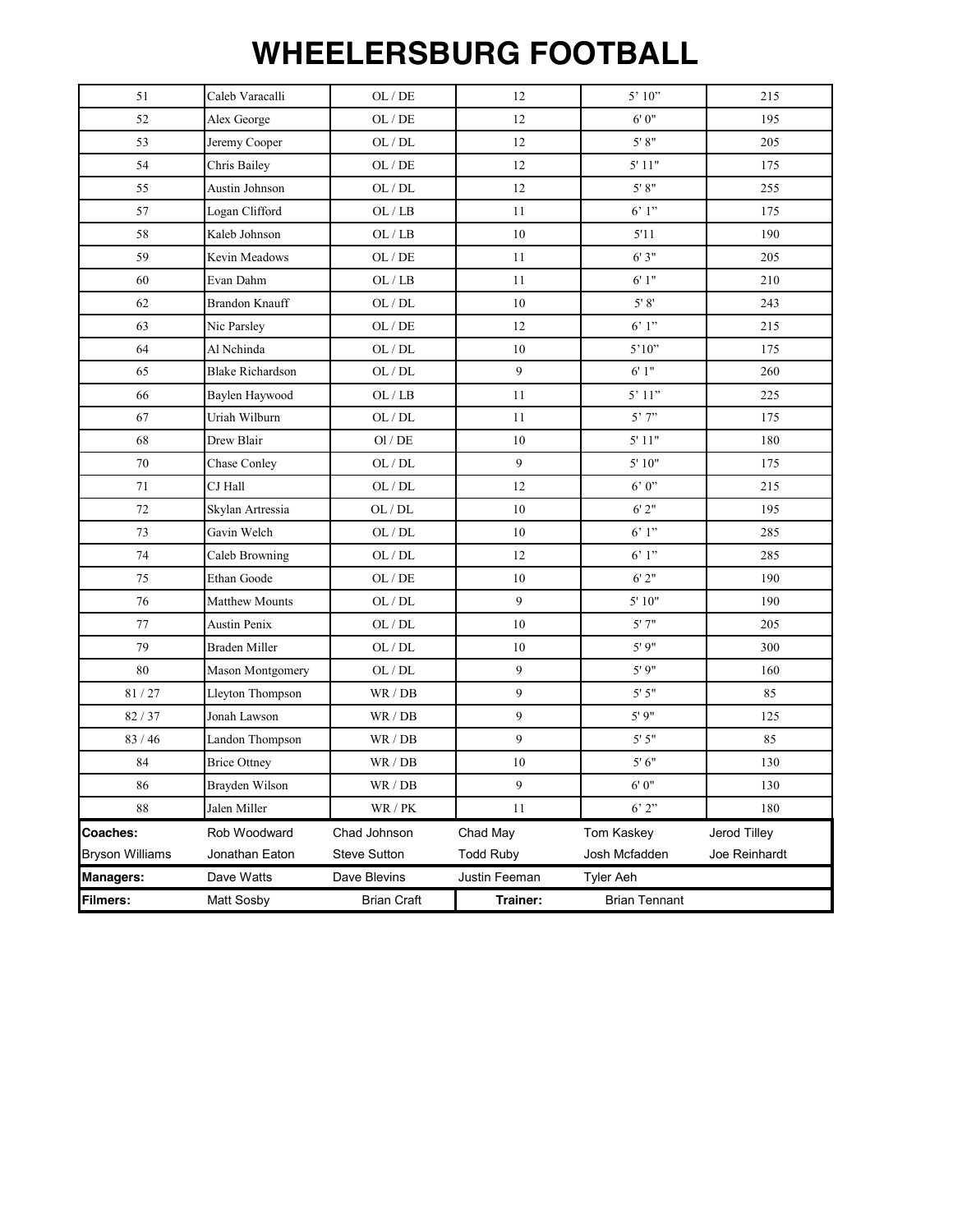# WHEELERSBURG FOOTBALL

| | | | | | |
|---|---|---|---|---|---|
| 51 | Caleb Varacalli | OL / DE | 12 | 5' 10" | 215 |
| 52 | Alex George | OL / DE | 12 | 6' 0" | 195 |
| 53 | Jeremy Cooper | OL / DL | 12 | 5' 8" | 205 |
| 54 | Chris Bailey | OL / DE | 12 | 5' 11" | 175 |
| 55 | Austin Johnson | OL / DL | 12 | 5' 8" | 255 |
| 57 | Logan Clifford | OL / LB | 11 | 6' 1" | 175 |
| 58 | Kaleb Johnson | OL / LB | 10 | 5'11 | 190 |
| 59 | Kevin Meadows | OL / DE | 11 | 6' 3" | 205 |
| 60 | Evan Dahm | OL / LB | 11 | 6' 1" | 210 |
| 62 | Brandon Knauff | OL / DL | 10 | 5' 8' | 243 |
| 63 | Nic Parsley | OL / DE | 12 | 6' 1" | 215 |
| 64 | Al Nchinda | OL / DL | 10 | 5'10" | 175 |
| 65 | Blake Richardson | OL / DL | 9 | 6' 1" | 260 |
| 66 | Baylen Haywood | OL / LB | 11 | 5' 11" | 225 |
| 67 | Uriah Wilburn | OL / DL | 11 | 5' 7" | 175 |
| 68 | Drew Blair | Ol / DE | 10 | 5' 11" | 180 |
| 70 | Chase Conley | OL / DL | 9 | 5' 10" | 175 |
| 71 | CJ Hall | OL / DL | 12 | 6' 0" | 215 |
| 72 | Skylan Artressia | OL / DL | 10 | 6' 2" | 195 |
| 73 | Gavin Welch | OL / DL | 10 | 6' 1" | 285 |
| 74 | Caleb Browning | OL / DL | 12 | 6' 1" | 285 |
| 75 | Ethan Goode | OL / DE | 10 | 6' 2" | 190 |
| 76 | Matthew Mounts | OL / DL | 9 | 5' 10" | 190 |
| 77 | Austin Penix | OL / DL | 10 | 5' 7" | 205 |
| 79 | Braden Miller | OL / DL | 10 | 5' 9" | 300 |
| 80 | Mason Montgomery | OL / DL | 9 | 5' 9" | 160 |
| 81 / 27 | Lleyton Thompson | WR / DB | 9 | 5' 5" | 85 |
| 82 / 37 | Jonah Lawson | WR / DB | 9 | 5' 9" | 125 |
| 83 / 46 | Landon Thompson | WR / DB | 9 | 5' 5" | 85 |
| 84 | Brice Ottney | WR / DB | 10 | 5' 6" | 130 |
| 86 | Brayden Wilson | WR / DB | 9 | 6' 0" | 130 |
| 88 | Jalen Miller | WR / PK | 11 | 6' 2" | 180 |
| **Coaches:** | Rob Woodward | Chad Johnson | Chad May | Tom Kaskey | Jerod Tilley |
| Bryson Williams | Jonathan Eaton | Steve Sutton | Todd Ruby | Josh Mcfadden | Joe Reinhardt |
| **Managers:** | Dave Watts | Dave Blevins | Justin Feeman | Tyler Aeh | |
| **Filmers:** | Matt Sosby | Brian Craft | **Trainer:** | Brian Tennant | |